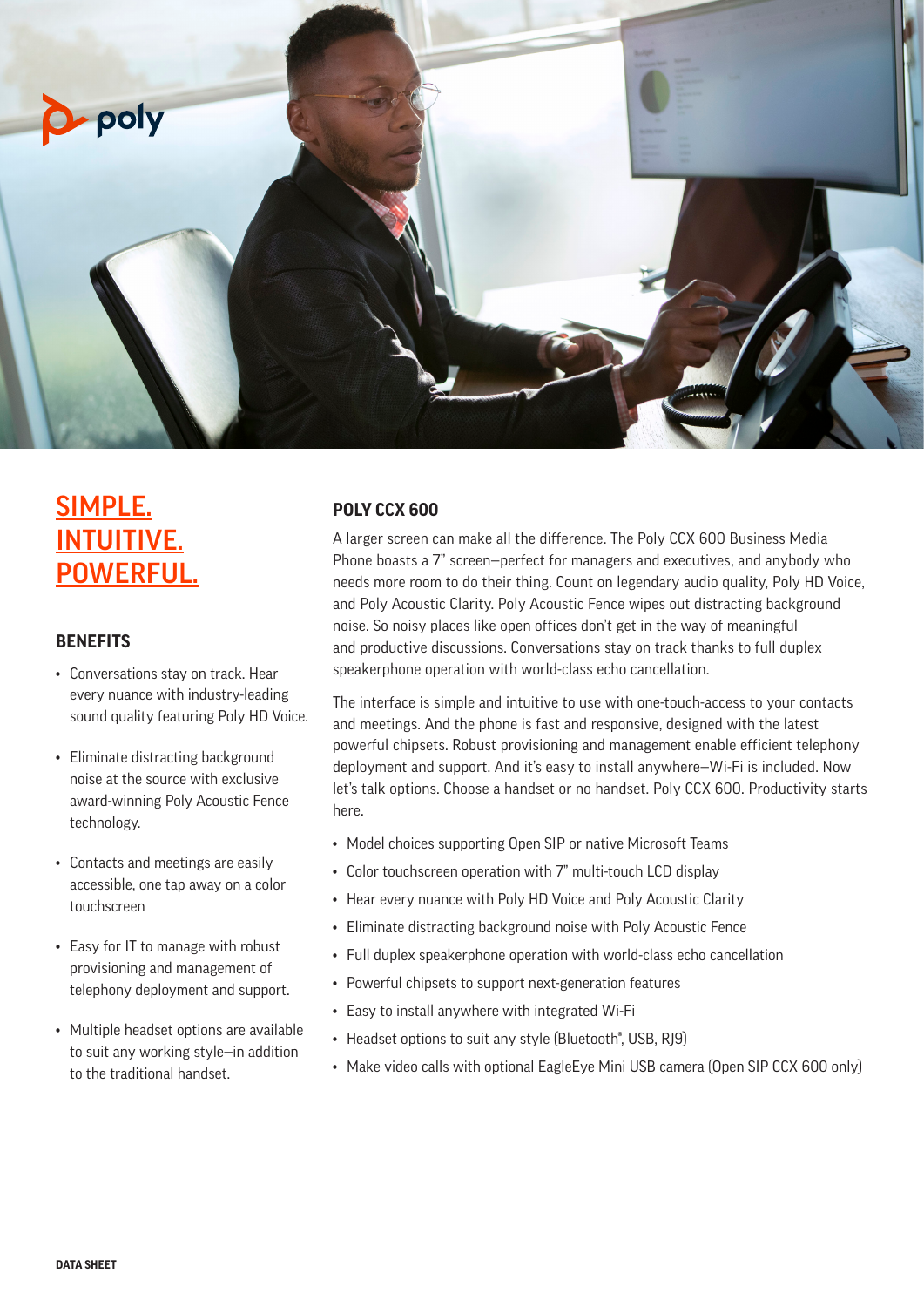poly

# SIMPLE. INTUITIVE. POWERFUL.

## BENEFITS

- Conversations stay on track. Hear every nuance with industry-leading sound quality featuring Poly HD Voice.
- Eliminate distracting background noise at the source with exclusive award-winning Poly Acoustic Fence technology.
- Contacts and meetings are easily accessible, one tap away on a color touchscreen
- Easy for IT to manage with robust provisioning and management of telephony deployment and support.
- Multiple headset options are available to suit any working style—in addition to the traditional handset.

## POLY CCX 600

A larger screen can make all the difference. The Poly CCX 600 Business Media Phone boasts a 7" screen—perfect for managers and executives, and anybody who needs more room to do their thing. Count on legendary audio quality, Poly HD Voice, and Poly Acoustic Clarity. Poly Acoustic Fence wipes out distracting background noise. So noisy places like open offices don't get in the way of meaningful and productive discussions. Conversations stay on track thanks to full duplex speakerphone operation with world-class echo cancellation.

The interface is simple and intuitive to use with one-touch-access to your contacts and meetings. And the phone is fast and responsive, designed with the latest powerful chipsets. Robust provisioning and management enable efficient telephony deployment and support. And it's easy to install anywhere—Wi-Fi is included. Now let's talk options. Choose a handset or no handset. Poly CCX 600. Productivity starts here.

- Model choices supporting Open SIP or native Microsoft Teams
- Color touchscreen operation with 7" multi-touch LCD display
- Hear every nuance with Poly HD Voice and Poly Acoustic Clarity
- Eliminate distracting background noise with Poly Acoustic Fence
- Full duplex speakerphone operation with world-class echo cancellation
- Powerful chipsets to support next-generation features
- Easy to install anywhere with integrated Wi-Fi
- Headset options to suit any style (Bluetooth®, USB, RJ9)
- Make video calls with optional EagleEye Mini USB camera (Open SIP CCX 600 only)

DATA SHEET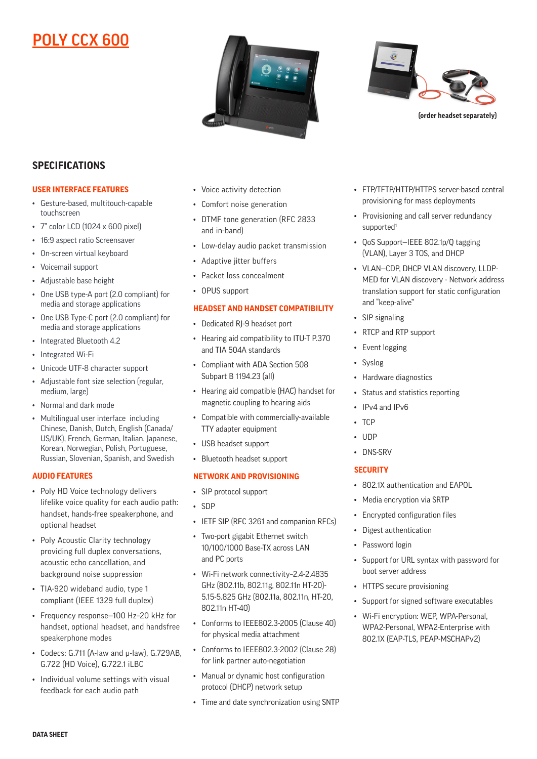# POLY CCX 600

(order headset separately)

## SPECIFICATIONS

### USER INTERFACE FEATURES

- Gesture-based, multitouch-capable touchscreen
- 7" color LCD (1024 x 600 pixel)
- 16:9 aspect ratio Screensaver
- On-screen virtual keyboard
- Voicemail support
- Adjustable base height
- One USB type-A port (2.0 compliant) for media and storage applications
- One USB Type-C port (2.0 compliant) for media and storage applications
- Integrated Bluetooth 4.2
- Integrated Wi-Fi
- Unicode UTF-8 character support
- Adjustable font size selection (regular, medium, large)
- Normal and dark mode
- Multilingual user interface including Chinese, Danish, Dutch, English (Canada/US/UK), French, German, Italian, Japanese, Korean, Norwegian, Polish, Portuguese, Russian, Slovenian, Spanish, and Swedish

### AUDIO FEATURES

- Poly HD Voice technology delivers lifelike voice quality for each audio path: handset, hands-free speakerphone, and optional headset
- Poly Acoustic Clarity technology providing full duplex conversations, acoustic echo cancellation, and background noise suppression
- TIA-920 wideband audio, type 1 compliant (IEEE 1329 full duplex)
- Frequency response—100 Hz–20 kHz for handset, optional headset, and handsfree speakerphone modes
- Codecs: G.711 (A-law and μ-law), G.729AB, G.722 (HD Voice), G.722.1 iLBC
- Individual volume settings with visual feedback for each audio path
- Voice activity detection
- Comfort noise generation
- DTMF tone generation (RFC 2833 and in-band)
- Low-delay audio packet transmission
- Adaptive jitter buffers
- Packet loss concealment
- OPUS support

### HEADSET AND HANDSET COMPATIBILITY

- Dedicated RJ-9 headset port
- Hearing aid compatibility to ITU-T P.370 and TIA 504A standards
- Compliant with ADA Section 508 Subpart B 1194.23 (all)
- Hearing aid compatible (HAC) handset for magnetic coupling to hearing aids
- Compatible with commercially-available TTY adapter equipment
- USB headset support
- Bluetooth headset support

### NETWORK AND PROVISIONING

- SIP protocol support
- SDP
- IETF SIP (RFC 3261 and companion RFCs)
- Two-port gigabit Ethernet switch 10/100/1000 Base-TX across LAN and PC ports
- Wi-Fi network connectivity–2.4-2.4835 GHz (802.11b, 802.11g, 802.11n HT-20)-5.15-5.825 GHz (802.11a, 802.11n, HT-20, 802.11n HT-40)
- Conforms to IEEE802.3-2005 (Clause 40) for physical media attachment
- Conforms to IEEE802.3-2002 (Clause 28) for link partner auto-negotiation
- Manual or dynamic host configuration protocol (DHCP) network setup
- Time and date synchronization using SNTP
- FTP/TFTP/HTTP/HTTPS server-based central provisioning for mass deployments
- Provisioning and call server redundancy supported[1]
- QoS Support–IEEE 802.1p/Q tagging (VLAN), Layer 3 TOS, and DHCP
- VLAN–CDP, DHCP VLAN discovery, LLDP-MED for VLAN discovery - Network address translation support for static configuration and "keep-alive"
- SIP signaling
- RTCP and RTP support
- Event logging
- Syslog
- Hardware diagnostics
- Status and statistics reporting
- IPv4 and IPv6
- TCP
- UDP
- DNS-SRV

### SECURITY

- 802.1X authentication and EAPOL
- Media encryption via SRTP
- Encrypted configuration files
- Digest authentication
- Password login
- Support for URL syntax with password for boot server address
- HTTPS secure provisioning
- Support for signed software executables
- Wi-Fi encryption: WEP, WPA-Personal, WPA2-Personal, WPA2-Enterprise with 802.1X (EAP-TLS, PEAP-MSCHAPv2)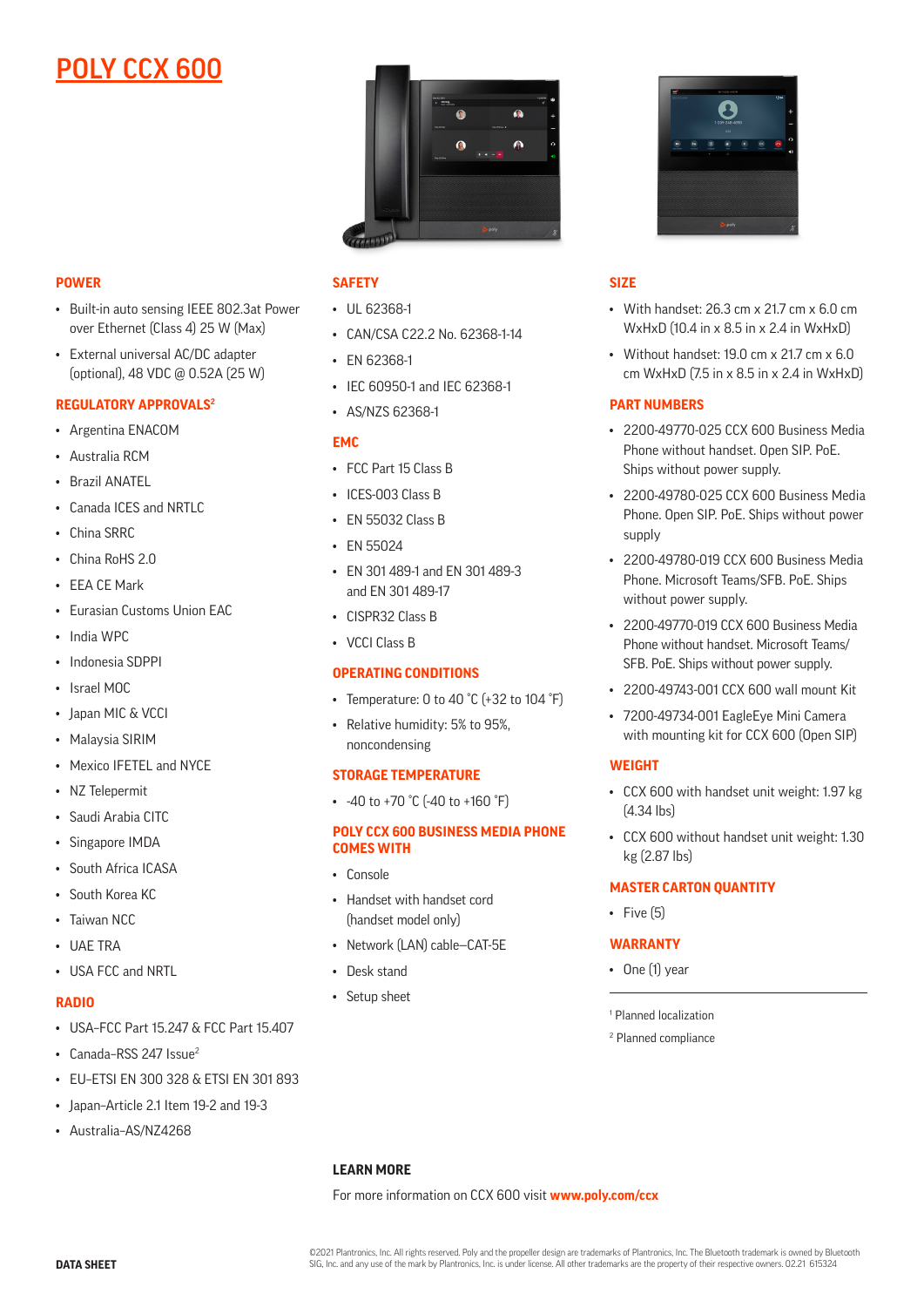# POLY CCX 600

## POWER

- Built-in auto sensing IEEE 802.3at Power over Ethernet (Class 4) 25 W (Max)
- External universal AC/DC adapter (optional), 48 VDC @ 0.52A (25 W)

## REGULATORY APPROVALS[2]

- Argentina ENACOM
- Australia RCM
- Brazil ANATEL
- Canada ICES and NRTLC
- China SRRC
- China RoHS 2.0
- EEA CE Mark
- Eurasian Customs Union EAC
- India WPC
- Indonesia SDPPI
- Israel MOC
- Japan MIC & VCCI
- Malaysia SIRIM
- Mexico IFETEL and NYCE
- NZ Telepermit
- Saudi Arabia CITC
- Singapore IMDA
- South Africa ICASA
- South Korea KC
- Taiwan NCC
- UAE TRA
- USA FCC and NRTL

## RADIO

- USA-FCC Part 15.247 & FCC Part 15.407
- Canada-RSS 247 Issue[2]
- EU-ETSI EN 300 328 & ETSI EN 301 893
- Japan-Article 2.1 Item 19-2 and 19-3
- Australia-AS/NZ4268

## SAFETY

- UL 62368-1
- CAN/CSA C22.2 No. 62368-1-14
- EN 62368-1
- IEC 60950-1 and IEC 62368-1
- AS/NZS 62368-1

## EMC

- FCC Part 15 Class B
- ICES-003 Class B
- EN 55032 Class B
- EN 55024
- EN 301 489-1 and EN 301 489-3 and EN 301 489-17
- CISPR32 Class B
- VCCI Class B

## OPERATING CONDITIONS

- Temperature: 0 to 40 °C (+32 to 104 °F)
- Relative humidity: 5% to 95%, noncondensing

## STORAGE TEMPERATURE

- -40 to +70 °C (-40 to +160 °F)

## POLY CCX 600 BUSINESS MEDIA PHONE COMES WITH

- Console
- Handset with handset cord (handset model only)
- Network (LAN) cable–CAT-5E
- Desk stand
- Setup sheet

## SIZE

- With handset: 26.3 cm x 21.7 cm x 6.0 cm WxHxD (10.4 in x 8.5 in x 2.4 in WxHxD)
- Without handset: 19.0 cm x 21.7 cm x 6.0 cm WxHxD (7.5 in x 8.5 in x 2.4 in WxHxD)

## PART NUMBERS

- 2200-49770-025 CCX 600 Business Media Phone without handset. Open SIP. PoE. Ships without power supply.
- 2200-49780-025 CCX 600 Business Media Phone. Open SIP. PoE. Ships without power supply
- 2200-49780-019 CCX 600 Business Media Phone. Microsoft Teams/SFB. PoE. Ships without power supply.
- 2200-49770-019 CCX 600 Business Media Phone without handset. Microsoft Teams/ SFB. PoE. Ships without power supply.
- 2200-49743-001 CCX 600 wall mount Kit
- 7200-49734-001 EagleEye Mini Camera with mounting kit for CCX 600 (Open SIP)

## WEIGHT

- CCX 600 with handset unit weight: 1.97 kg (4.34 lbs)
- CCX 600 without handset unit weight: 1.30 kg (2.87 lbs)

## MASTER CARTON QUANTITY

- Five (5)

## WARRANTY

- One (1) year

---

[1] Planned localization

[2] Planned compliance

## LEARN MORE

For more information on CCX 600 visit **www.poly.com/ccx**

DATA SHEET

©2021 Plantronics, Inc. All rights reserved. Poly and the propeller design are trademarks of Plantronics, Inc. The Bluetooth trademark is owned by Bluetooth SIG, Inc. and any use of the mark by Plantronics, Inc. is under license. All other trademarks are the property of their respective owners. 02.21 615324